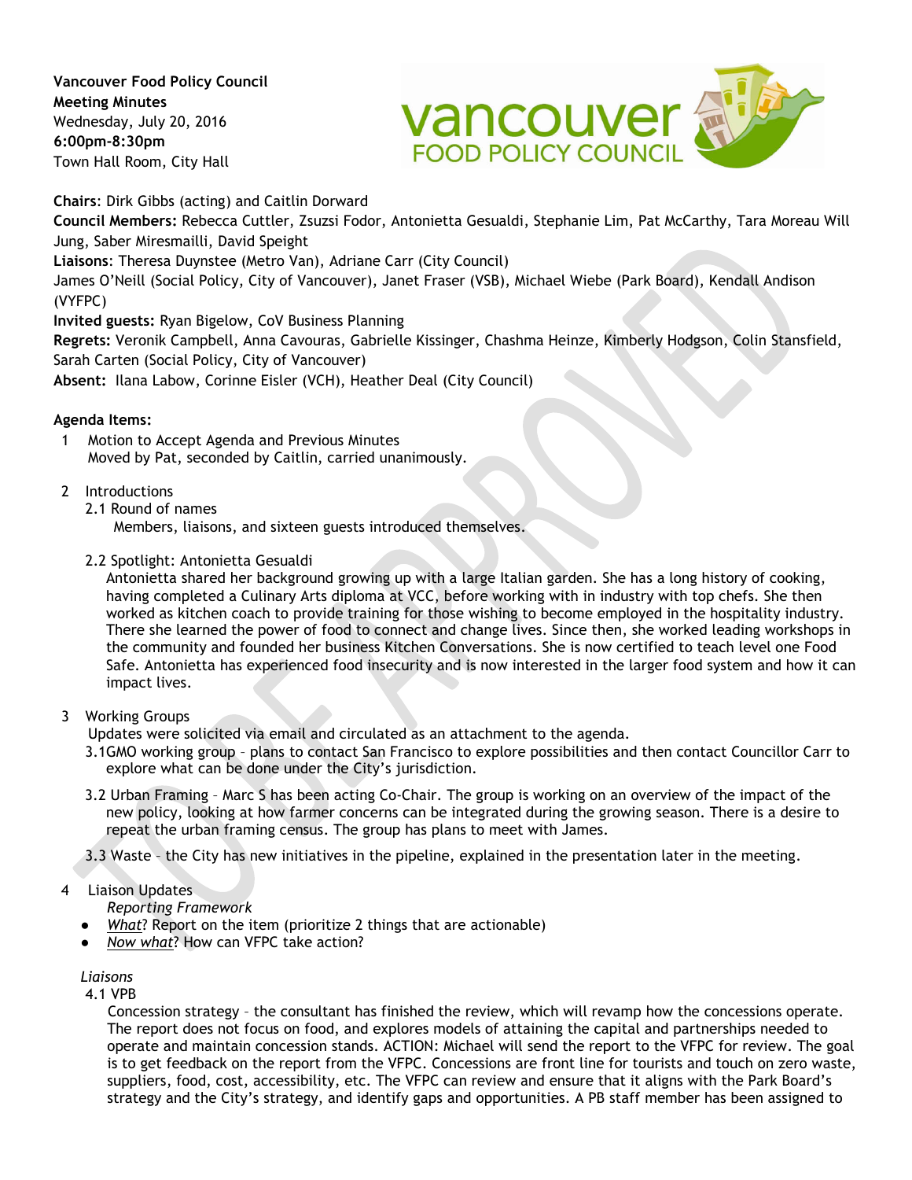**Vancouver Food Policy Council**
**Meeting Minutes**
Wednesday, July 20, 2016
**6:00pm-8:30pm**
Town Hall Room, City Hall

**Chairs**: Dirk Gibbs (acting) and Caitlin Dorward
**Council Members:** Rebecca Cuttler, Zsuzsi Fodor, Antonietta Gesualdi, Stephanie Lim, Pat McCarthy, Tara Moreau Will Jung, Saber Miresmailli, David Speight
**Liaisons**: Theresa Duynstee (Metro Van), Adriane Carr (City Council)
James O'Neill (Social Policy, City of Vancouver), Janet Fraser (VSB), Michael Wiebe (Park Board), Kendall Andison (VYFPC)
**Invited guests:** Ryan Bigelow, CoV Business Planning
**Regrets:** Veronik Campbell, Anna Cavouras, Gabrielle Kissinger, Chashma Heinze, Kimberly Hodgson, Colin Stansfield, Sarah Carten (Social Policy, City of Vancouver)
**Absent:** Ilana Labow, Corinne Eisler (VCH), Heather Deal (City Council)

**Agenda Items:**

1 Motion to Accept Agenda and Previous Minutes
Moved by Pat, seconded by Caitlin, carried unanimously.

2 Introductions

2.1 Round of names
Members, liaisons, and sixteen guests introduced themselves.

2.2 Spotlight: Antonietta Gesualdi
Antonietta shared her background growing up with a large Italian garden. She has a long history of cooking, having completed a Culinary Arts diploma at VCC, before working with in industry with top chefs. She then worked as kitchen coach to provide training for those wishing to become employed in the hospitality industry. There she learned the power of food to connect and change lives. Since then, she worked leading workshops in the community and founded her business Kitchen Conversations. She is now certified to teach level one Food Safe. Antonietta has experienced food insecurity and is now interested in the larger food system and how it can impact lives.

3 Working Groups
Updates were solicited via email and circulated as an attachment to the agenda.

3.1GMO working group – plans to contact San Francisco to explore possibilities and then contact Councillor Carr to explore what can be done under the City's jurisdiction.

3.2 Urban Framing – Marc S has been acting Co-Chair. The group is working on an overview of the impact of the new policy, looking at how farmer concerns can be integrated during the growing season. There is a desire to repeat the urban framing census. The group has plans to meet with James.

3.3 Waste – the City has new initiatives in the pipeline, explained in the presentation later in the meeting.

4 Liaison Updates
*Reporting Framework*

- *What*? Report on the item (prioritize 2 things that are actionable)
- *Now what*? How can VFPC take action?

*Liaisons*
4.1 VPB
Concession strategy – the consultant has finished the review, which will revamp how the concessions operate. The report does not focus on food, and explores models of attaining the capital and partnerships needed to operate and maintain concession stands. ACTION: Michael will send the report to the VFPC for review. The goal is to get feedback on the report from the VFPC. Concessions are front line for tourists and touch on zero waste, suppliers, food, cost, accessibility, etc. The VFPC can review and ensure that it aligns with the Park Board's strategy and the City's strategy, and identify gaps and opportunities. A PB staff member has been assigned to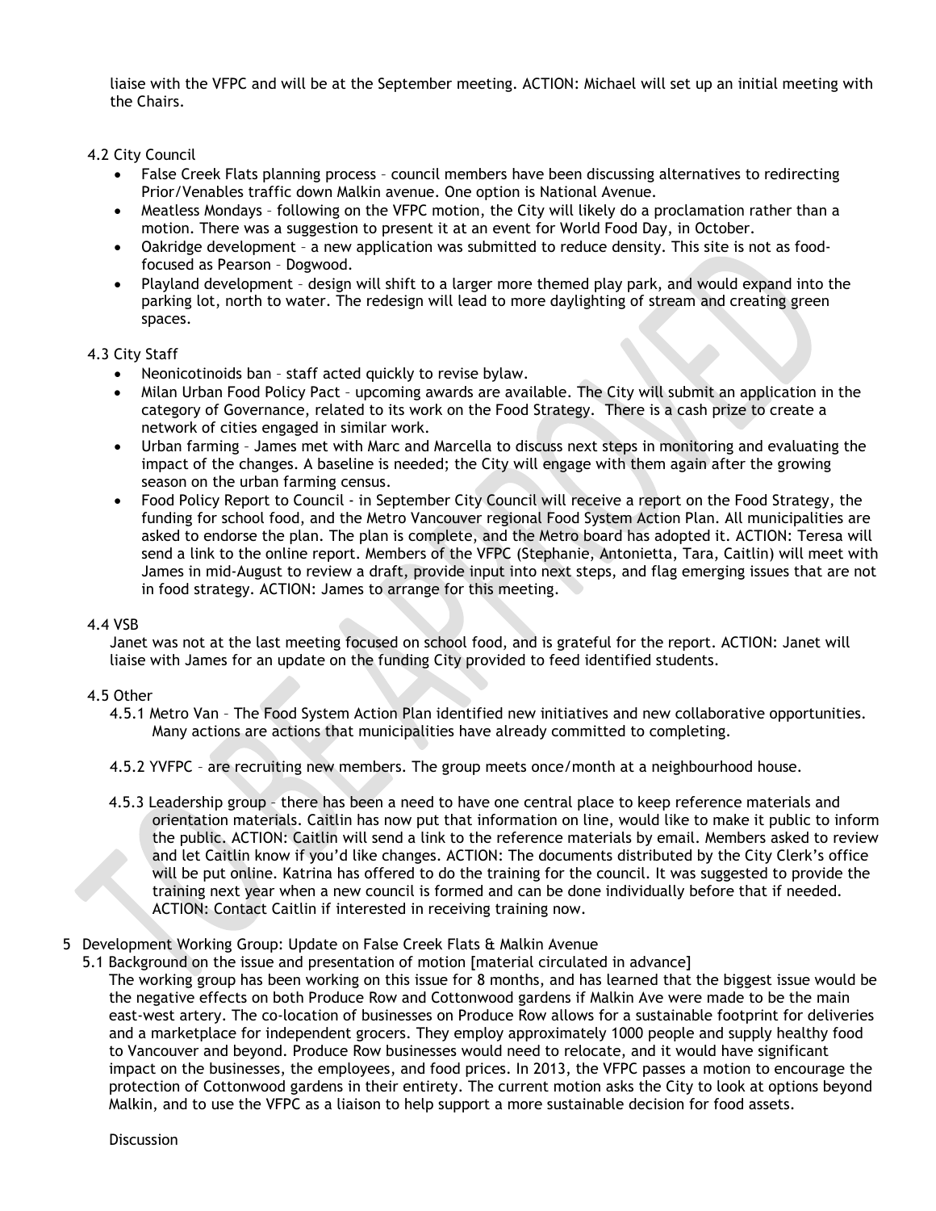liaise with the VFPC and will be at the September meeting. ACTION: Michael will set up an initial meeting with the Chairs.

4.2 City Council

- False Creek Flats planning process – council members have been discussing alternatives to redirecting Prior/Venables traffic down Malkin avenue. One option is National Avenue.
- Meatless Mondays – following on the VFPC motion, the City will likely do a proclamation rather than a motion. There was a suggestion to present it at an event for World Food Day, in October.
- Oakridge development – a new application was submitted to reduce density. This site is not as food-focused as Pearson – Dogwood.
- Playland development – design will shift to a larger more themed play park, and would expand into the parking lot, north to water. The redesign will lead to more daylighting of stream and creating green spaces.

4.3 City Staff

- Neonicotinoids ban – staff acted quickly to revise bylaw.
- Milan Urban Food Policy Pact – upcoming awards are available. The City will submit an application in the category of Governance, related to its work on the Food Strategy. There is a cash prize to create a network of cities engaged in similar work.
- Urban farming – James met with Marc and Marcella to discuss next steps in monitoring and evaluating the impact of the changes. A baseline is needed; the City will engage with them again after the growing season on the urban farming census.
- Food Policy Report to Council - in September City Council will receive a report on the Food Strategy, the funding for school food, and the Metro Vancouver regional Food System Action Plan. All municipalities are asked to endorse the plan. The plan is complete, and the Metro board has adopted it. ACTION: Teresa will send a link to the online report. Members of the VFPC (Stephanie, Antonietta, Tara, Caitlin) will meet with James in mid-August to review a draft, provide input into next steps, and flag emerging issues that are not in food strategy. ACTION: James to arrange for this meeting.

4.4 VSB

Janet was not at the last meeting focused on school food, and is grateful for the report. ACTION: Janet will liaise with James for an update on the funding City provided to feed identified students.

4.5 Other

4.5.1 Metro Van – The Food System Action Plan identified new initiatives and new collaborative opportunities. Many actions are actions that municipalities have already committed to completing.

4.5.2 YVFPC – are recruiting new members. The group meets once/month at a neighbourhood house.

4.5.3 Leadership group – there has been a need to have one central place to keep reference materials and orientation materials. Caitlin has now put that information on line, would like to make it public to inform the public. ACTION: Caitlin will send a link to the reference materials by email. Members asked to review and let Caitlin know if you'd like changes. ACTION: The documents distributed by the City Clerk's office will be put online. Katrina has offered to do the training for the council. It was suggested to provide the training next year when a new council is formed and can be done individually before that if needed. ACTION: Contact Caitlin if interested in receiving training now.

5 Development Working Group: Update on False Creek Flats & Malkin Avenue

5.1 Background on the issue and presentation of motion [material circulated in advance]

The working group has been working on this issue for 8 months, and has learned that the biggest issue would be the negative effects on both Produce Row and Cottonwood gardens if Malkin Ave were made to be the main east-west artery. The co-location of businesses on Produce Row allows for a sustainable footprint for deliveries and a marketplace for independent grocers. They employ approximately 1000 people and supply healthy food to Vancouver and beyond. Produce Row businesses would need to relocate, and it would have significant impact on the businesses, the employees, and food prices. In 2013, the VFPC passes a motion to encourage the protection of Cottonwood gardens in their entirety. The current motion asks the City to look at options beyond Malkin, and to use the VFPC as a liaison to help support a more sustainable decision for food assets.

Discussion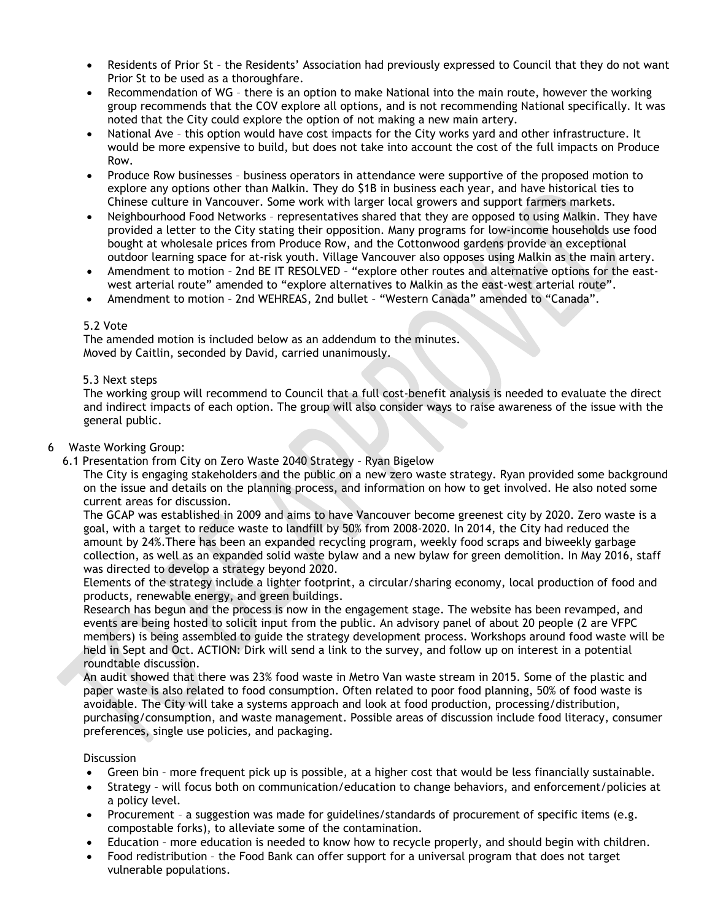- Residents of Prior St – the Residents' Association had previously expressed to Council that they do not want Prior St to be used as a thoroughfare.
- Recommendation of WG – there is an option to make National into the main route, however the working group recommends that the COV explore all options, and is not recommending National specifically. It was noted that the City could explore the option of not making a new main artery.
- National Ave – this option would have cost impacts for the City works yard and other infrastructure. It would be more expensive to build, but does not take into account the cost of the full impacts on Produce Row.
- Produce Row businesses – business operators in attendance were supportive of the proposed motion to explore any options other than Malkin. They do $1B in business each year, and have historical ties to Chinese culture in Vancouver. Some work with larger local growers and support farmers markets.
- Neighbourhood Food Networks – representatives shared that they are opposed to using Malkin. They have provided a letter to the City stating their opposition. Many programs for low-income households use food bought at wholesale prices from Produce Row, and the Cottonwood gardens provide an exceptional outdoor learning space for at-risk youth. Village Vancouver also opposes using Malkin as the main artery.
- Amendment to motion – 2nd BE IT RESOLVED – "explore other routes and alternative options for the east-west arterial route" amended to "explore alternatives to Malkin as the east-west arterial route".
- Amendment to motion – 2nd WEHREAS, 2nd bullet – "Western Canada" amended to "Canada".

5.2 Vote

The amended motion is included below as an addendum to the minutes.
Moved by Caitlin, seconded by David, carried unanimously.

5.3 Next steps

The working group will recommend to Council that a full cost-benefit analysis is needed to evaluate the direct and indirect impacts of each option. The group will also consider ways to raise awareness of the issue with the general public.

6 Waste Working Group:

6.1 Presentation from City on Zero Waste 2040 Strategy – Ryan Bigelow

The City is engaging stakeholders and the public on a new zero waste strategy. Ryan provided some background on the issue and details on the planning process, and information on how to get involved. He also noted some current areas for discussion.

The GCAP was established in 2009 and aims to have Vancouver become greenest city by 2020. Zero waste is a goal, with a target to reduce waste to landfill by 50% from 2008-2020. In 2014, the City had reduced the amount by 24%.There has been an expanded recycling program, weekly food scraps and biweekly garbage collection, as well as an expanded solid waste bylaw and a new bylaw for green demolition. In May 2016, staff was directed to develop a strategy beyond 2020.

Elements of the strategy include a lighter footprint, a circular/sharing economy, local production of food and products, renewable energy, and green buildings.

Research has begun and the process is now in the engagement stage. The website has been revamped, and events are being hosted to solicit input from the public. An advisory panel of about 20 people (2 are VFPC members) is being assembled to guide the strategy development process. Workshops around food waste will be held in Sept and Oct. ACTION: Dirk will send a link to the survey, and follow up on interest in a potential roundtable discussion.

An audit showed that there was 23% food waste in Metro Van waste stream in 2015. Some of the plastic and paper waste is also related to food consumption. Often related to poor food planning, 50% of food waste is avoidable. The City will take a systems approach and look at food production, processing/distribution, purchasing/consumption, and waste management. Possible areas of discussion include food literacy, consumer preferences, single use policies, and packaging.

Discussion

- Green bin – more frequent pick up is possible, at a higher cost that would be less financially sustainable.
- Strategy – will focus both on communication/education to change behaviors, and enforcement/policies at a policy level.
- Procurement – a suggestion was made for guidelines/standards of procurement of specific items (e.g. compostable forks), to alleviate some of the contamination.
- Education – more education is needed to know how to recycle properly, and should begin with children.
- Food redistribution – the Food Bank can offer support for a universal program that does not target vulnerable populations.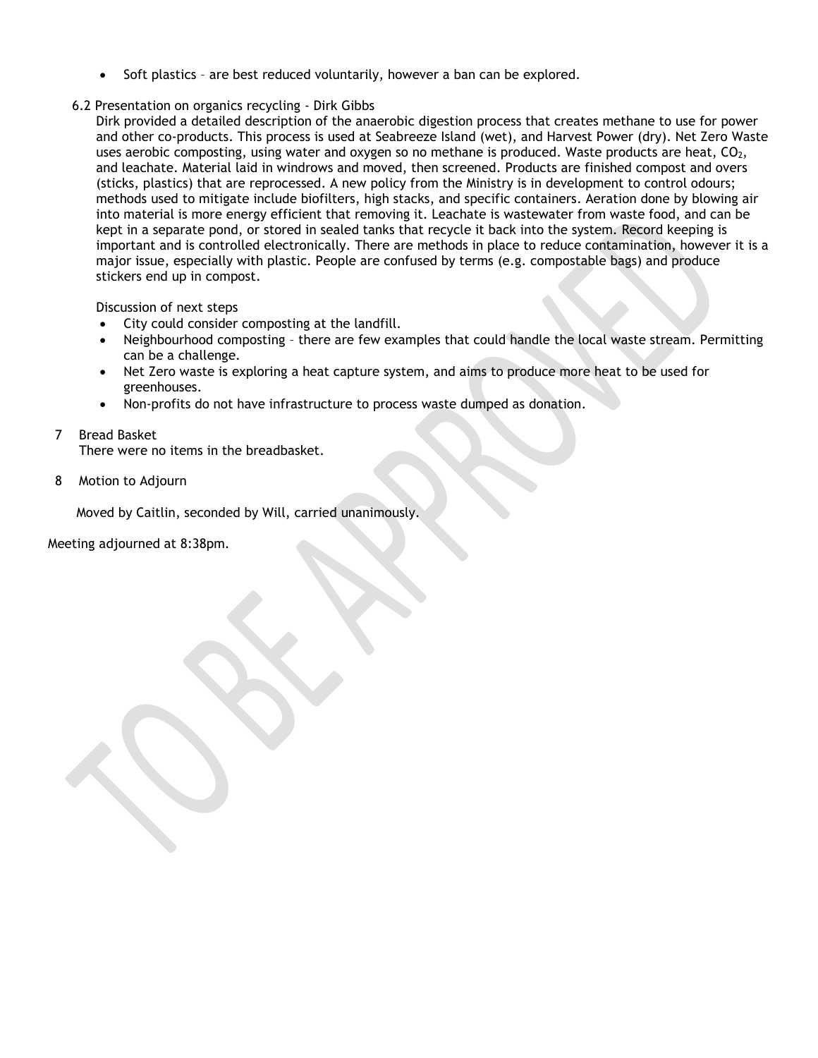- Soft plastics – are best reduced voluntarily, however a ban can be explored.

6.2 Presentation on organics recycling - Dirk Gibbs

Dirk provided a detailed description of the anaerobic digestion process that creates methane to use for power and other co-products. This process is used at Seabreeze Island (wet), and Harvest Power (dry). Net Zero Waste uses aerobic composting, using water and oxygen so no methane is produced. Waste products are heat, $CO_2$, and leachate. Material laid in windrows and moved, then screened. Products are finished compost and overs (sticks, plastics) that are reprocessed. A new policy from the Ministry is in development to control odours; methods used to mitigate include biofilters, high stacks, and specific containers. Aeration done by blowing air into material is more energy efficient that removing it. Leachate is wastewater from waste food, and can be kept in a separate pond, or stored in sealed tanks that recycle it back into the system. Record keeping is important and is controlled electronically. There are methods in place to reduce contamination, however it is a major issue, especially with plastic. People are confused by terms (e.g. compostable bags) and produce stickers end up in compost.

Discussion of next steps

- City could consider composting at the landfill.
- Neighbourhood composting – there are few examples that could handle the local waste stream. Permitting can be a challenge.
- Net Zero waste is exploring a heat capture system, and aims to produce more heat to be used for greenhouses.
- Non-profits do not have infrastructure to process waste dumped as donation.

7 Bread Basket

There were no items in the breadbasket.

8 Motion to Adjourn

Moved by Caitlin, seconded by Will, carried unanimously.

Meeting adjourned at 8:38pm.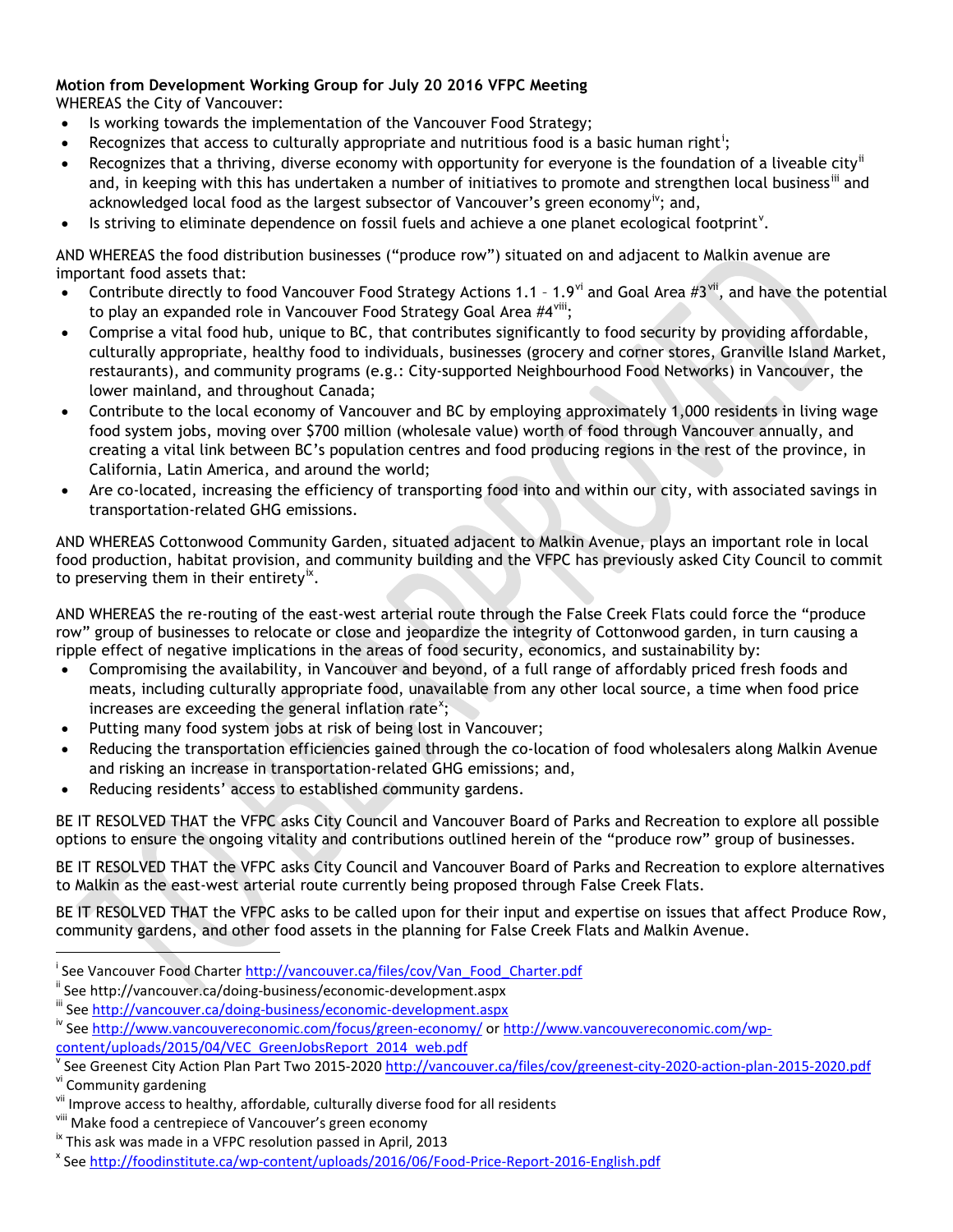**Motion from Development Working Group for July 20 2016 VFPC Meeting**

WHEREAS the City of Vancouver:

- Is working towards the implementation of the Vancouver Food Strategy;
- Recognizes that access to culturally appropriate and nutritious food is a basic human right[i];
- Recognizes that a thriving, diverse economy with opportunity for everyone is the foundation of a liveable city[ii] and, in keeping with this has undertaken a number of initiatives to promote and strengthen local business[iii] and acknowledged local food as the largest subsector of Vancouver's green economy[iv]; and,
- Is striving to eliminate dependence on fossil fuels and achieve a one planet ecological footprint[v].

AND WHEREAS the food distribution businesses ("produce row") situated on and adjacent to Malkin avenue are important food assets that:

- Contribute directly to food Vancouver Food Strategy Actions 1.1 – 1.9[vi] and Goal Area #3[vii], and have the potential to play an expanded role in Vancouver Food Strategy Goal Area #4[viii];
- Comprise a vital food hub, unique to BC, that contributes significantly to food security by providing affordable, culturally appropriate, healthy food to individuals, businesses (grocery and corner stores, Granville Island Market, restaurants), and community programs (e.g.: City-supported Neighbourhood Food Networks) in Vancouver, the lower mainland, and throughout Canada;
- Contribute to the local economy of Vancouver and BC by employing approximately 1,000 residents in living wage food system jobs, moving over $700 million (wholesale value) worth of food through Vancouver annually, and creating a vital link between BC's population centres and food producing regions in the rest of the province, in California, Latin America, and around the world;
- Are co-located, increasing the efficiency of transporting food into and within our city, with associated savings in transportation-related GHG emissions.

AND WHEREAS Cottonwood Community Garden, situated adjacent to Malkin Avenue, plays an important role in local food production, habitat provision, and community building and the VFPC has previously asked City Council to commit to preserving them in their entirety[ix].

AND WHEREAS the re-routing of the east-west arterial route through the False Creek Flats could force the "produce row" group of businesses to relocate or close and jeopardize the integrity of Cottonwood garden, in turn causing a ripple effect of negative implications in the areas of food security, economics, and sustainability by:

- Compromising the availability, in Vancouver and beyond, of a full range of affordably priced fresh foods and meats, including culturally appropriate food, unavailable from any other local source, a time when food price increases are exceeding the general inflation rate[x];
- Putting many food system jobs at risk of being lost in Vancouver;
- Reducing the transportation efficiencies gained through the co-location of food wholesalers along Malkin Avenue and risking an increase in transportation-related GHG emissions; and,
- Reducing residents' access to established community gardens.

BE IT RESOLVED THAT the VFPC asks City Council and Vancouver Board of Parks and Recreation to explore all possible options to ensure the ongoing vitality and contributions outlined herein of the "produce row" group of businesses.

BE IT RESOLVED THAT the VFPC asks City Council and Vancouver Board of Parks and Recreation to explore alternatives to Malkin as the east-west arterial route currently being proposed through False Creek Flats.

BE IT RESOLVED THAT the VFPC asks to be called upon for their input and expertise on issues that affect Produce Row, community gardens, and other food assets in the planning for False Creek Flats and Malkin Avenue.

---

[i] See Vancouver Food Charter http://vancouver.ca/files/cov/Van_Food_Charter.pdf

[ii] See http://vancouver.ca/doing-business/economic-development.aspx

[iii] See http://vancouver.ca/doing-business/economic-development.aspx

[iv] See http://www.vancouvereconomic.com/focus/green-economy/ or http://www.vancouvereconomic.com/wp-content/uploads/2015/04/VEC_GreenJobsReport_2014_web.pdf

[v] See Greenest City Action Plan Part Two 2015-2020 http://vancouver.ca/files/cov/greenest-city-2020-action-plan-2015-2020.pdf

[vi] Community gardening

[vii] Improve access to healthy, affordable, culturally diverse food for all residents

[viii] Make food a centrepiece of Vancouver's green economy

[ix] This ask was made in a VFPC resolution passed in April, 2013

[x] See http://foodinstitute.ca/wp-content/uploads/2016/06/Food-Price-Report-2016-English.pdf